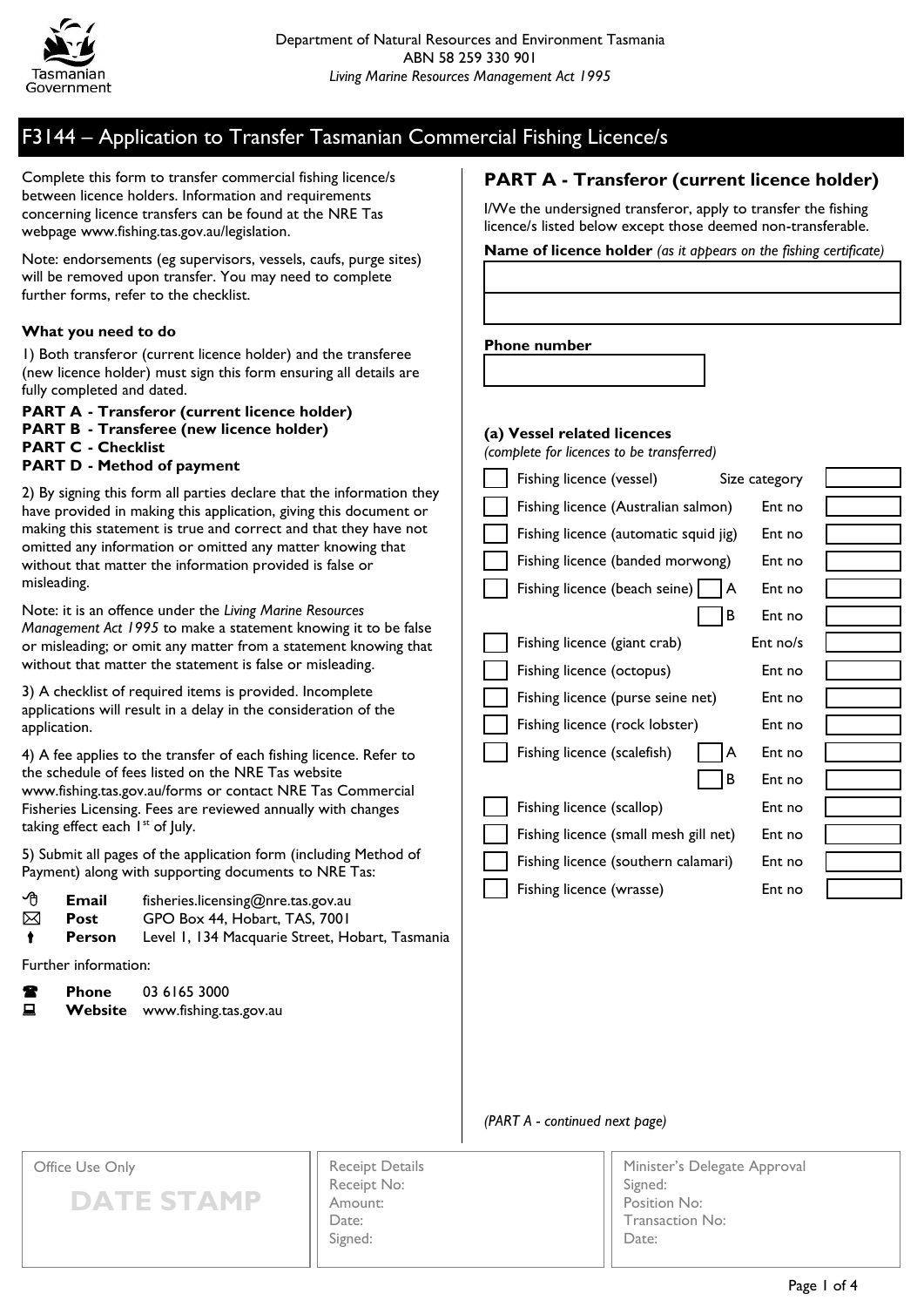Department of Natural Resources and Environment Tasmania
ABN 58 259 330 901
*Living Marine Resources Management Act 1995*

# F3144 – Application to Transfer Tasmanian Commercial Fishing Licence/s

Complete this form to transfer commercial fishing licence/s between licence holders. Information and requirements concerning licence transfers can be found at the NRE Tas webpage www.fishing.tas.gov.au/legislation.

Note: endorsements (eg supervisors, vessels, caufs, purge sites) will be removed upon transfer. You may need to complete further forms, refer to the checklist.

**What you need to do**

1) Both transferor (current licence holder) and the transferee (new licence holder) must sign this form ensuring all details are fully completed and dated.

**PART A - Transferor (current licence holder)**
**PART B - Transferee (new licence holder)**
**PART C - Checklist**
**PART D - Method of payment**

2) By signing this form all parties declare that the information they have provided in making this application, giving this document or making this statement is true and correct and that they have not omitted any information or omitted any matter knowing that without that matter the information provided is false or misleading.

Note: it is an offence under the *Living Marine Resources Management Act 1995* to make a statement knowing it to be false or misleading; or omit any matter from a statement knowing that without that matter the statement is false or misleading.

3) A checklist of required items is provided. Incomplete applications will result in a delay in the consideration of the application.

4) A fee applies to the transfer of each fishing licence. Refer to the schedule of fees listed on the NRE Tas website www.fishing.tas.gov.au/forms or contact NRE Tas Commercial Fisheries Licensing. Fees are reviewed annually with changes taking effect each 1st of July.

5) Submit all pages of the application form (including Method of Payment) along with supporting documents to NRE Tas:

- **Email** fisheries.licensing@nre.tas.gov.au
- **Post** GPO Box 44, Hobart, TAS, 7001
- **Person** Level 1, 134 Macquarie Street, Hobart, Tasmania

Further information:

- **Phone** 03 6165 3000
- **Website** www.fishing.tas.gov.au

## PART A - Transferor (current licence holder)

I/We the undersigned transferor, apply to transfer the fishing licence/s listed below except those deemed non-transferable.

**Name of licence holder** *(as it appears on the fishing certificate)*

______________________________

______________________________

**Phone number**

______________________________

**(a) Vessel related licences**
*(complete for licences to be transferred)*

| ☐ | Licence | | | |
|---|---|---|---|---|
| ☐ | Fishing licence (vessel) | | Size category | |
| ☐ | Fishing licence (Australian salmon) | | Ent no | |
| ☐ | Fishing licence (automatic squid jig) | | Ent no | |
| ☐ | Fishing licence (banded morwong) | | Ent no | |
| ☐ | Fishing licence (beach seine) | ☐ A | Ent no | |
| | | ☐ B | Ent no | |
| ☐ | Fishing licence (giant crab) | | Ent no/s | |
| ☐ | Fishing licence (octopus) | | Ent no | |
| ☐ | Fishing licence (purse seine net) | | Ent no | |
| ☐ | Fishing licence (rock lobster) | | Ent no | |
| ☐ | Fishing licence (scalefish) | ☐ A | Ent no | |
| | | ☐ B | Ent no | |
| ☐ | Fishing licence (scallop) | | Ent no | |
| ☐ | Fishing licence (small mesh gill net) | | Ent no | |
| ☐ | Fishing licence (southern calamari) | | Ent no | |
| ☐ | Fishing licence (wrasse) | | Ent no | |

*(PART A - continued next page)*

| Office Use Only | Receipt Details | Minister's Delegate Approval |
|---|---|---|
| DATE STAMP | Receipt No: | Signed: |
| | Amount: | Position No: |
| | Date: | Transaction No: |
| | Signed: | Date: |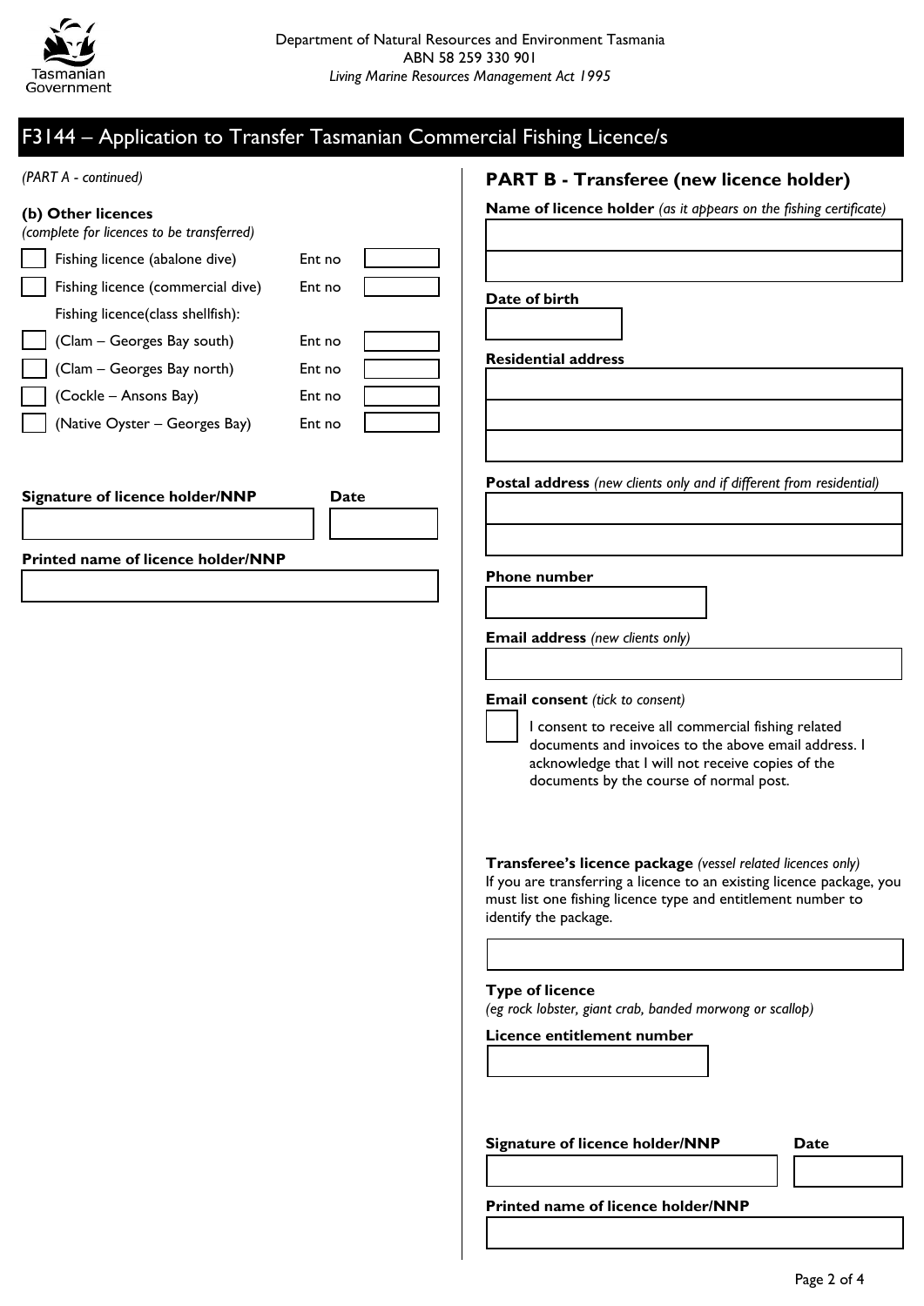Department of Natural Resources and Environment Tasmania
ABN 58 259 330 901
*Living Marine Resources Management Act 1995*

# F3144 – Application to Transfer Tasmanian Commercial Fishing Licence/s

*(PART A - continued)*

### (b) Other licences

*(complete for licences to be transferred)*

| | Licence | | |
|---|---|---|---|
| ☐ | Fishing licence (abalone dive) | Ent no | |
| ☐ | Fishing licence (commercial dive) | Ent no | |
| | Fishing licence(class shellfish): | | |
| ☐ | (Clam – Georges Bay south) | Ent no | |
| ☐ | (Clam – Georges Bay north) | Ent no | |
| ☐ | (Cockle – Ansons Bay) | Ent no | |
| ☐ | (Native Oyster – Georges Bay) | Ent no | |

**Signature of licence holder/NNP** **Date**

**Printed name of licence holder/NNP**

## PART B - Transferee (new licence holder)

**Name of licence holder** *(as it appears on the fishing certificate)*

**Date of birth**

**Residential address**

**Postal address** *(new clients only and if different from residential)*

**Phone number**

**Email address** *(new clients only)*

**Email consent** *(tick to consent)*

☐ I consent to receive all commercial fishing related documents and invoices to the above email address. I acknowledge that I will not receive copies of the documents by the course of normal post.

**Transferee's licence package** *(vessel related licences only)*
If you are transferring a licence to an existing licence package, you must list one fishing licence type and entitlement number to identify the package.

**Type of licence**
*(eg rock lobster, giant crab, banded morwong or scallop)*

**Licence entitlement number**

**Signature of licence holder/NNP** **Date**

**Printed name of licence holder/NNP**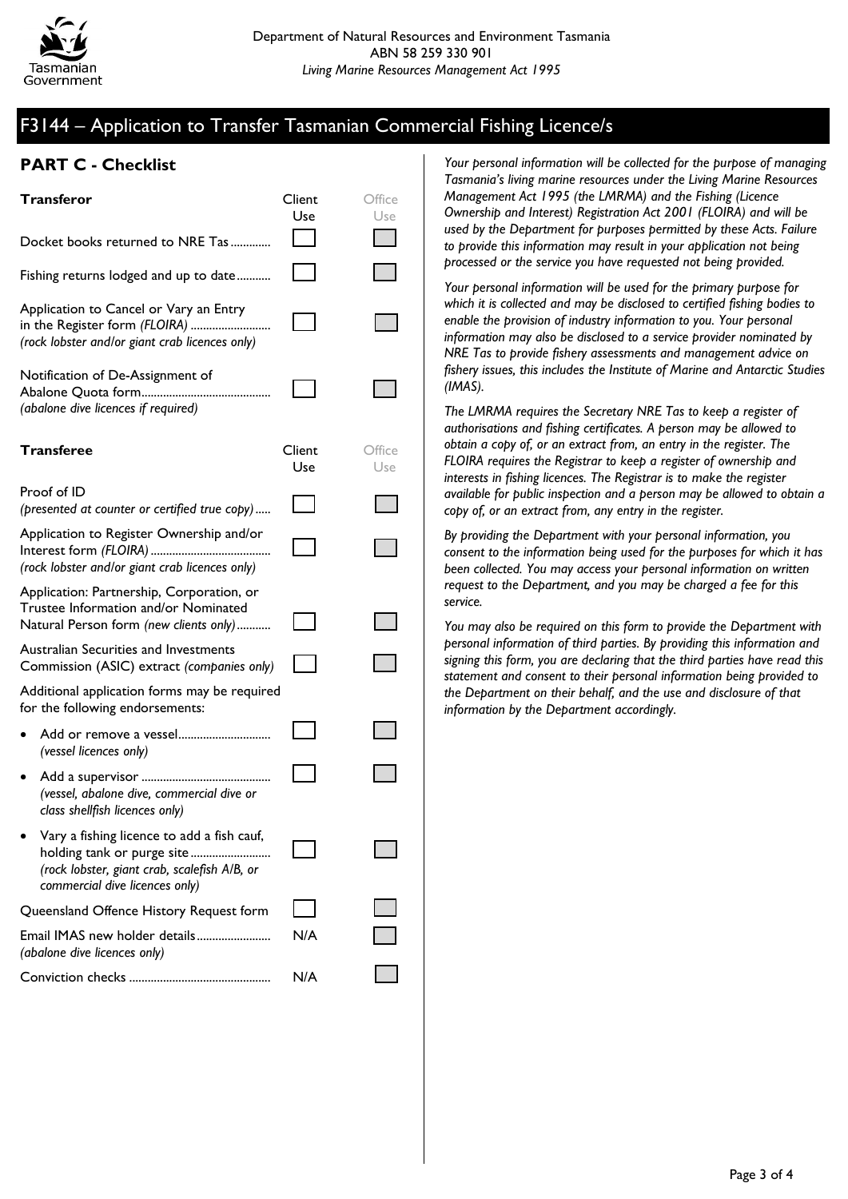Department of Natural Resources and Environment Tasmania
ABN 58 259 330 901
*Living Marine Resources Management Act 1995*

# F3144 – Application to Transfer Tasmanian Commercial Fishing Licence/s

## PART C - Checklist

| **Transferor** | Client Use | Office Use |
|---|---|---|
| Docket books returned to NRE Tas | ☐ | ☐ |
| Fishing returns lodged and up to date | ☐ | ☐ |
| Application to Cancel or Vary an Entry in the Register form *(FLOIRA)* *(rock lobster and/or giant crab licences only)* | ☐ | ☐ |
| Notification of De-Assignment of Abalone Quota form *(abalone dive licences if required)* | ☐ | ☐ |

| **Transferee** | Client Use | Office Use |
|---|---|---|
| Proof of ID *(presented at counter or certified true copy)* | ☐ | ☐ |
| Application to Register Ownership and/or Interest form *(FLOIRA)* *(rock lobster and/or giant crab licences only)* | ☐ | ☐ |
| Application: Partnership, Corporation, or Trustee Information and/or Nominated Natural Person form *(new clients only)* | ☐ | ☐ |
| Australian Securities and Investments Commission (ASIC) extract *(companies only)* | ☐ | ☐ |
| Additional application forms may be required for the following endorsements: | | |
| • Add or remove a vessel *(vessel licences only)* | ☐ | ☐ |
| • Add a supervisor *(vessel, abalone dive, commercial dive or class shellfish licences only)* | ☐ | ☐ |
| • Vary a fishing licence to add a fish cauf, holding tank or purge site *(rock lobster, giant crab, scalefish A/B, or commercial dive licences only)* | ☐ | ☐ |
| Queensland Offence History Request form | ☐ | ☐ |
| Email IMAS new holder details *(abalone dive licences only)* | N/A | ☐ |
| Conviction checks | N/A | ☐ |

*Your personal information will be collected for the purpose of managing Tasmania's living marine resources under the Living Marine Resources Management Act 1995 (the LMRMA) and the Fishing (Licence Ownership and Interest) Registration Act 2001 (FLOIRA) and will be used by the Department for purposes permitted by these Acts. Failure to provide this information may result in your application not being processed or the service you have requested not being provided.*

*Your personal information will be used for the primary purpose for which it is collected and may be disclosed to certified fishing bodies to enable the provision of industry information to you. Your personal information may also be disclosed to a service provider nominated by NRE Tas to provide fishery assessments and management advice on fishery issues, this includes the Institute of Marine and Antarctic Studies (IMAS).*

*The LMRMA requires the Secretary NRE Tas to keep a register of authorisations and fishing certificates. A person may be allowed to obtain a copy of, or an extract from, an entry in the register. The FLOIRA requires the Registrar to keep a register of ownership and interests in fishing licences. The Registrar is to make the register available for public inspection and a person may be allowed to obtain a copy of, or an extract from, any entry in the register.*

*By providing the Department with your personal information, you consent to the information being used for the purposes for which it has been collected. You may access your personal information on written request to the Department, and you may be charged a fee for this service.*

*You may also be required on this form to provide the Department with personal information of third parties. By providing this information and signing this form, you are declaring that the third parties have read this statement and consent to their personal information being provided to the Department on their behalf, and the use and disclosure of that information by the Department accordingly.*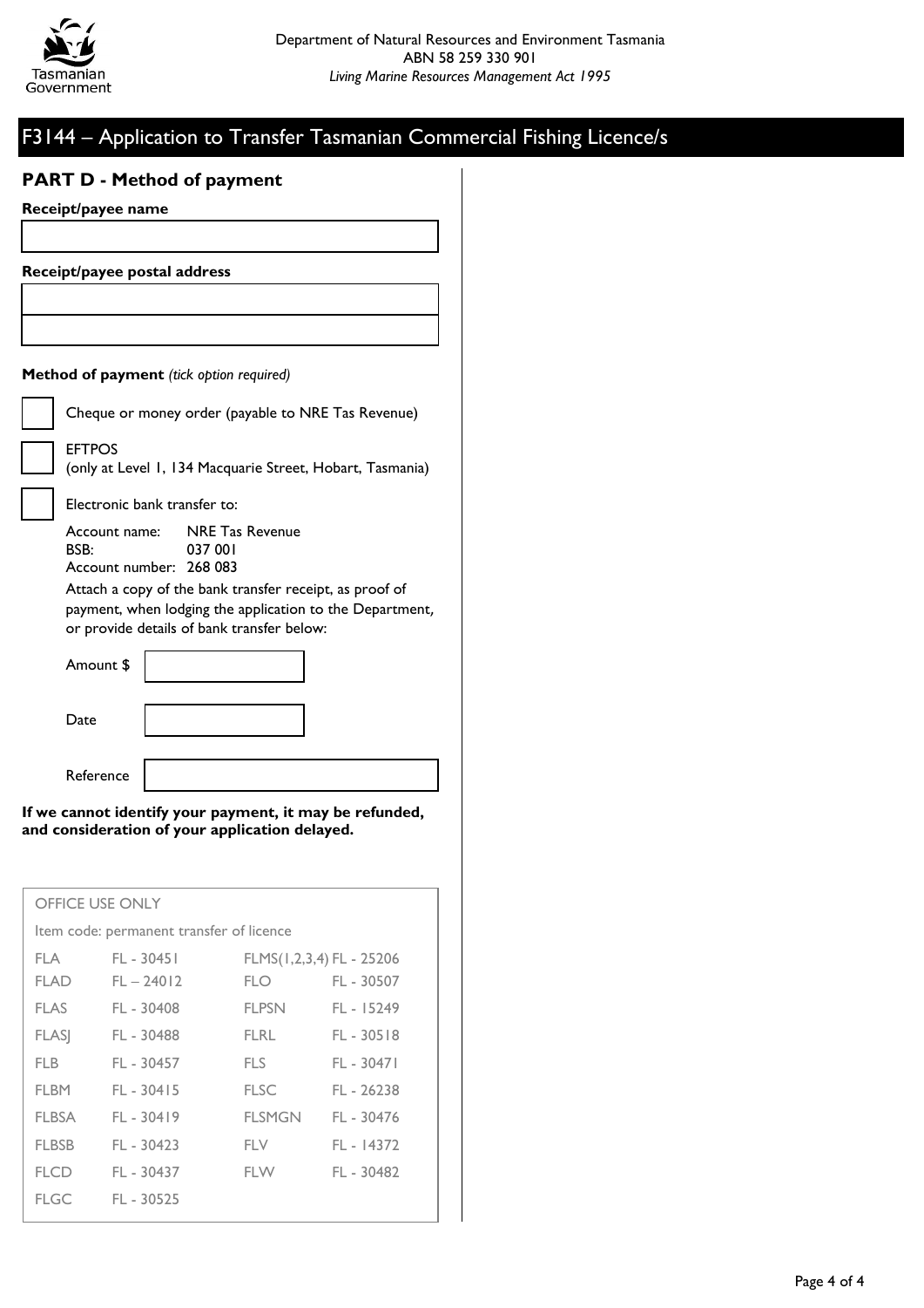Department of Natural Resources and Environment Tasmania
ABN 58 259 330 901
*Living Marine Resources Management Act 1995*

# F3144 – Application to Transfer Tasmanian Commercial Fishing Licence/s

## PART D - Method of payment

**Receipt/payee name**

**Receipt/payee postal address**

**Method of payment** *(tick option required)*

- ☐ Cheque or money order (payable to NRE Tas Revenue)
- ☐ EFTPOS
  (only at Level 1, 134 Macquarie Street, Hobart, Tasmania)
- ☐ Electronic bank transfer to:

  Account name: NRE Tas Revenue
  BSB: 037 001
  Account number: 268 083

  Attach a copy of the bank transfer receipt, as proof of payment, when lodging the application to the Department, or provide details of bank transfer below:

  Amount $

  Date

  Reference

**If we cannot identify your payment, it may be refunded, and consideration of your application delayed.**

OFFICE USE ONLY

Item code: permanent transfer of licence

| | | | |
|---|---|---|---|
| FLA | FL - 30451 | FLMS(1,2,3,4) | FL - 25206 |
| FLAD | FL – 24012 | FLO | FL - 30507 |
| FLAS | FL - 30408 | FLPSN | FL - 15249 |
| FLASJ | FL - 30488 | FLRL | FL - 30518 |
| FLB | FL - 30457 | FLS | FL - 30471 |
| FLBM | FL - 30415 | FLSC | FL - 26238 |
| FLBSA | FL - 30419 | FLSMGN | FL - 30476 |
| FLBSB | FL - 30423 | FLV | FL - 14372 |
| FLCD | FL - 30437 | FLW | FL - 30482 |
| FLGC | FL - 30525 | | |